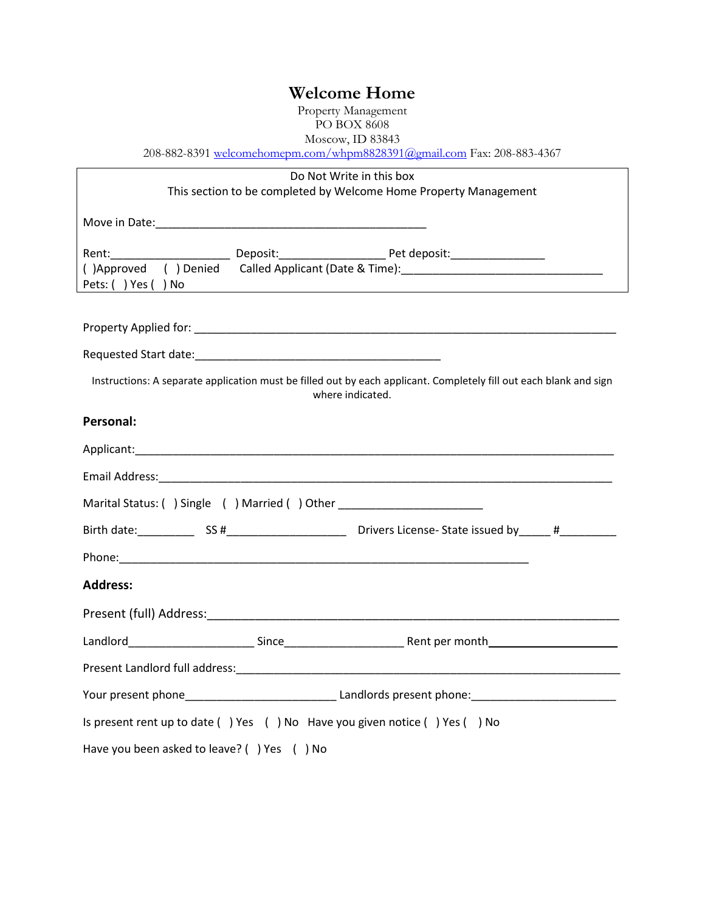# Welcome Home

Property Management
PO BOX 8608
Moscow, ID 83843
208-882-8391 welcomehomepm.com/whpm8828391@gmail.com Fax: 208-883-4367

---

Do Not Write in this box
This section to be completed by Welcome Home Property Management

Move in Date:___________________________________________

Rent:___________________ Deposit:________________ Pet deposit:_______________
( )Approved ( ) Denied Called Applicant (Date & Time):________________________________
Pets: ( ) Yes ( ) No

---

Property Applied for: ___________________________________________________________________

Requested Start date:_______________________________________

Instructions: A separate application must be filled out by each applicant. Completely fill out each blank and sign where indicated.

**Personal:**

Applicant:___________________________________________________________________________

Email Address:_______________________________________________________________________

Marital Status: ( ) Single ( ) Married ( ) Other _______________________

Birth date:_________ SS #___________________ Drivers License- State issued by_____ #_________

Phone:_________________________________________________________________

**Address:**

Present (full) Address:______________________________________________________________

Landlord____________________ Since___________________ Rent per month_____________________

Present Landlord full address:_______________________________________________________________

Your present phone________________________ Landlords present phone:_______________________

Is present rent up to date ( ) Yes ( ) No Have you given notice ( ) Yes ( ) No

Have you been asked to leave? ( ) Yes ( ) No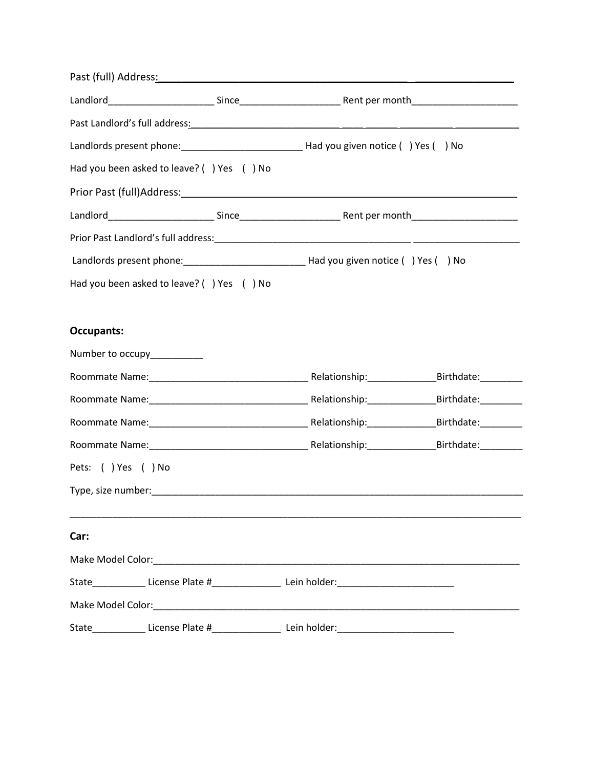Past (full) Address:______________________________________________________________

Landlord____________________ Since___________________ Rent per month____________________

Past Landlord's full address:______________________________________________________

Landlords present phone:______________________ Had you given notice ( ) Yes ( ) No

Had you been asked to leave? ( ) Yes ( ) No

Prior Past (full)Address:___________________________________________________________

Landlord____________________ Since___________________ Rent per month____________________

Prior Past Landlord's full address:_____________________________________ ____________________

Landlords present phone:______________________ Had you given notice ( ) Yes ( ) No

Had you been asked to leave? ( ) Yes ( ) No

**Occupants:**

Number to occupy__________

Roommate Name:______________________________ Relationship:_____________Birthdate:________

Roommate Name:______________________________ Relationship:_____________Birthdate:________

Roommate Name:______________________________ Relationship:_____________Birthdate:________

Roommate Name:______________________________ Relationship:_____________Birthdate:________

Pets: ( ) Yes ( ) No

Type, size number:_____________________________________________________________________

_____________________________________________________________________________________

**Car:**

Make Model Color:______________________________________________________________________

State__________ License Plate #_____________ Lein holder:______________________

Make Model Color:______________________________________________________________________

State__________ License Plate #_____________ Lein holder:______________________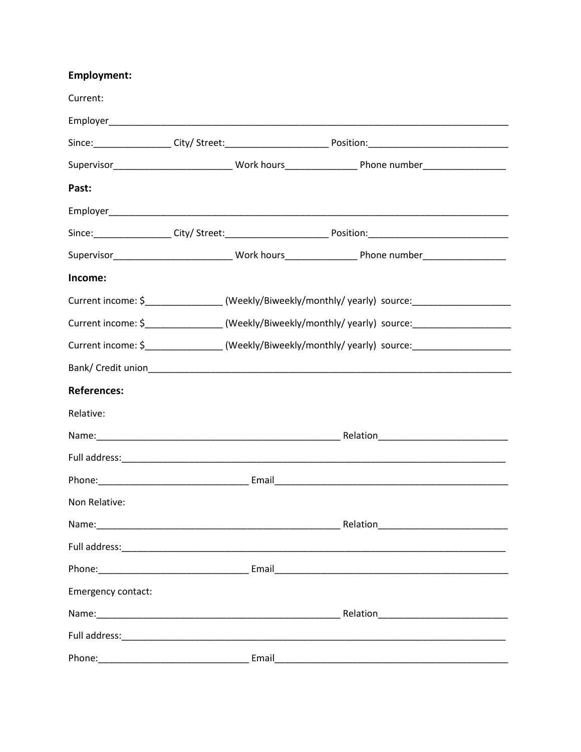**Employment:**

Current:

Employer_______________________________________________________________________________

Since:_______________ City/ Street:____________________ Position:___________________________

Supervisor_______________________ Work hours______________ Phone number________________

**Past:**

Employer_______________________________________________________________________________

Since:_______________ City/ Street:____________________ Position:___________________________

Supervisor_______________________ Work hours______________ Phone number________________

**Income:**

Current income: $_______________ (Weekly/Biweekly/monthly/ yearly) source:___________________

Current income: $_______________ (Weekly/Biweekly/monthly/ yearly) source:___________________

Current income: $_______________ (Weekly/Biweekly/monthly/ yearly) source:___________________

Bank/ Credit union_________________________________________________________________________

**References:**

Relative:

Name:_________________________________________________ Relation_________________________

Full address:____________________________________________________________________________

Phone:_____________________________ Email_____________________________________________

Non Relative:

Name:_________________________________________________ Relation_________________________

Full address:____________________________________________________________________________

Phone:_____________________________ Email_____________________________________________

Emergency contact:

Name:_________________________________________________ Relation_________________________

Full address:____________________________________________________________________________

Phone:_____________________________ Email_____________________________________________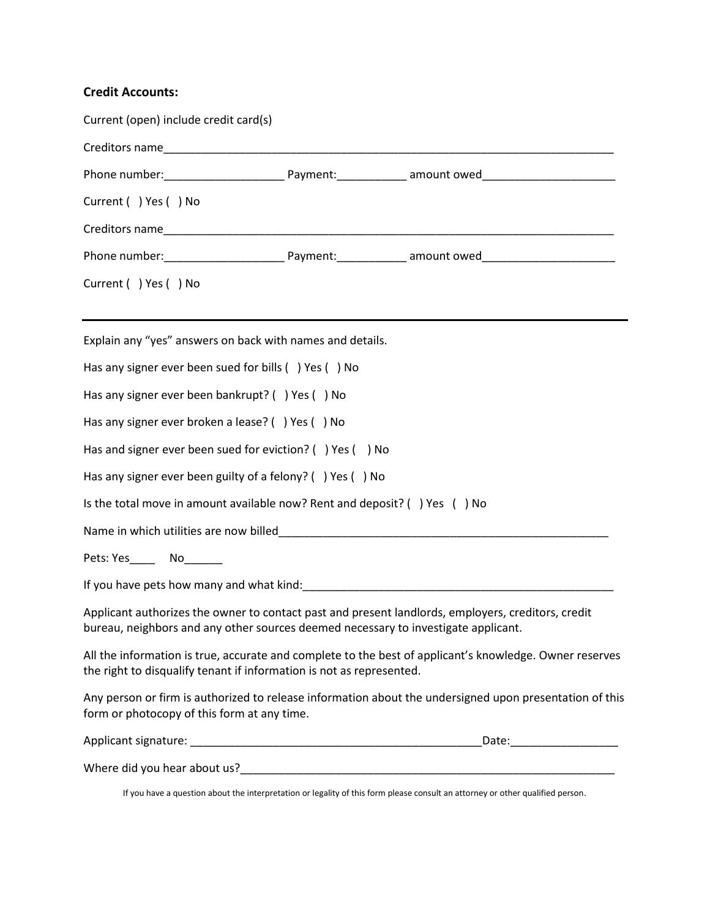**Credit Accounts:**

Current (open) include credit card(s)

Creditors name_____________________________________________________________________________

Phone number:___________________ Payment:___________ amount owed_____________________

Current ( ) Yes ( ) No

Creditors name_____________________________________________________________________________

Phone number:___________________ Payment:___________ amount owed_____________________

Current ( ) Yes ( ) No

---

Explain any "yes" answers on back with names and details.

Has any signer ever been sued for bills ( ) Yes ( ) No

Has any signer ever been bankrupt? ( ) Yes ( ) No

Has any signer ever broken a lease? ( ) Yes ( ) No

Has and signer ever been sued for eviction? ( ) Yes ( ) No

Has any signer ever been guilty of a felony? ( ) Yes ( ) No

Is the total move in amount available now? Rent and deposit? ( ) Yes ( ) No

Name in which utilities are now billed_______________________________________________________

Pets: Yes____ No______

If you have pets how many and what kind:___________________________________________________

Applicant authorizes the owner to contact past and present landlords, employers, creditors, credit bureau, neighbors and any other sources deemed necessary to investigate applicant.

All the information is true, accurate and complete to the best of applicant's knowledge. Owner reserves the right to disqualify tenant if information is not as represented.

Any person or firm is authorized to release information about the undersigned upon presentation of this form or photocopy of this form at any time.

Applicant signature: _______________________________________________Date:_________________

Where did you hear about us?____________________________________________________________

If you have a question about the interpretation or legality of this form please consult an attorney or other qualified person.